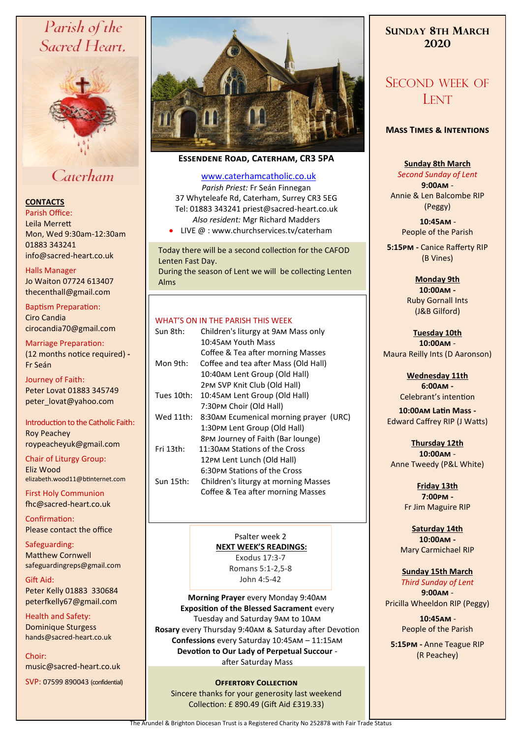# Parish of the Sacred Heart, Caterham

**CONTACTS**

Parish Office:
Leila Merrett
Mon, Wed 9:30am-12:30am
01883 343241
info@sacred-heart.co.uk

Halls Manager
Jo Waiton 07724 613407
thecenthall@gmail.com

Baptism Preparation:
Ciro Candia
cirocandia70@gmail.com

Marriage Preparation:
(12 months notice required) - Fr Seán

Journey of Faith:
Peter Lovat 01883 345749
peter_lovat@yahoo.com

Introduction to the Catholic Faith:
Roy Peachey
roypeacheyuk@gmail.com

Chair of Liturgy Group:
Eliz Wood
elizabeth.wood11@btinternet.com

First Holy Communion
fhc@sacred-heart.co.uk

Confirmation:
Please contact the office

Safeguarding:
Matthew Cornwell
safeguardingreps@gmail.com

Gift Aid:
Peter Kelly 01883 330684
peterfkelly67@gmail.com

Health and Safety:
Dominique Sturgess
hands@sacred-heart.co.uk

Choir:
music@sacred-heart.co.uk

SVP: 07599 890043 (confidential)

**ESSENDENE ROAD, CATERHAM, CR3 5PA**

www.caterhamcatholic.co.uk
*Parish Priest:* Fr Seán Finnegan
37 Whyteleafe Rd, Caterham, Surrey CR3 5EG
Tel: 01883 343241 priest@sacred-heart.co.uk
*Also resident:* Mgr Richard Madders

- LIVE @ : www.churchservices.tv/caterham

Today there will be a second collection for the CAFOD Lenten Fast Day.
During the season of Lent we will be collecting Lenten Alms

WHAT'S ON IN THE PARISH THIS WEEK

| | |
|---|---|
| Sun 8th: | Children's liturgy at 9AM Mass only |
| | 10:45AM Youth Mass |
| | Coffee & Tea after morning Masses |
| Mon 9th: | Coffee and tea after Mass (Old Hall) |
| | 10:40AM Lent Group (Old Hall) |
| | 2PM SVP Knit Club (Old Hall) |
| Tues 10th: | 10:45AM Lent Group (Old Hall) |
| | 7:30PM Choir (Old Hall) |
| Wed 11th: | 8:30AM Ecumenical morning prayer (URC) |
| | 1:30PM Lent Group (Old Hall) |
| | 8PM Journey of Faith (Bar lounge) |
| Fri 13th: | 11:30AM Stations of the Cross |
| | 12PM Lent Lunch (Old Hall) |
| | 6:30PM Stations of the Cross |
| Sun 15th: | Children's liturgy at morning Masses |
| | Coffee & Tea after morning Masses |

Psalter week 2
**NEXT WEEK'S READINGS:**
Exodus 17:3-7
Romans 5:1-2,5-8
John 4:5-42

**Morning Prayer** every Monday 9:40AM
**Exposition of the Blessed Sacrament** every Tuesday and Saturday 9AM to 10AM
**Rosary** every Thursday 9:40AM & Saturday after Devotion
**Confessions** every Saturday 10:45AM – 11:15AM
**Devotion to Our Lady of Perpetual Succour** - after Saturday Mass

**OFFERTORY COLLECTION**
Sincere thanks for your generosity last weekend
Collection: £ 890.49 (Gift Aid £319.33)

## SUNDAY 8TH MARCH 2020

## SECOND WEEK OF LENT

**MASS TIMES & INTENTIONS**

**Sunday 8th March**
*Second Sunday of Lent*
**9:00AM** - Annie & Len Balcombe RIP (Peggy)
**10:45AM** - People of the Parish
**5:15PM** - Canice Rafferty RIP (B Vines)

**Monday 9th**
**10:00AM** - Ruby Gornall Ints (J&B Gilford)

**Tuesday 10th**
**10:00AM** - Maura Reilly Ints (D Aaronson)

**Wednesday 11th**
**6:00AM** - Celebrant's intention
**10:00AM Latin Mass** - Edward Caffrey RIP (J Watts)

**Thursday 12th**
**10:00AM** - Anne Tweedy (P&L White)

**Friday 13th**
**7:00PM** - Fr Jim Maguire RIP

**Saturday 14th**
**10:00AM** - Mary Carmichael RIP

**Sunday 15th March**
*Third Sunday of Lent*
**9:00AM** - Pricilla Wheeldon RIP (Peggy)
**10:45AM** - People of the Parish
**5:15PM** - Anne Teague RIP (R Peachey)

The Arundel & Brighton Diocesan Trust is a Registered Charity No 252878 with Fair Trade Status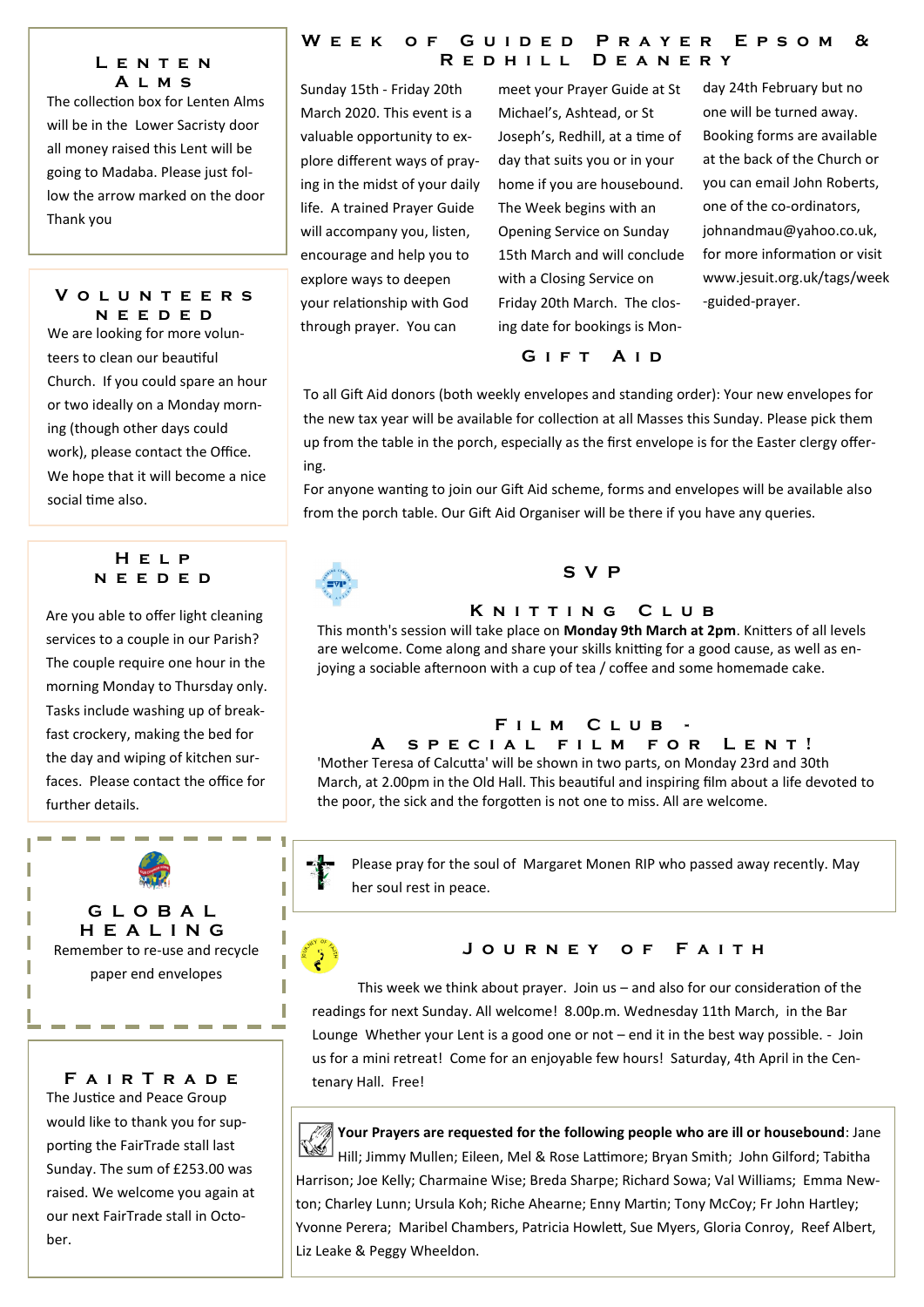## Lenten Alms

The collection box for Lenten Alms will be in the Lower Sacristy door all money raised this Lent will be going to Madaba. Please just follow the arrow marked on the door Thank you

## Volunteers needed

We are looking for more volunteers to clean our beautiful Church. If you could spare an hour or two ideally on a Monday morning (though other days could work), please contact the Office. We hope that it will become a nice social time also.

## Help needed

Are you able to offer light cleaning services to a couple in our Parish? The couple require one hour in the morning Monday to Thursday only. Tasks include washing up of breakfast crockery, making the bed for the day and wiping of kitchen surfaces. Please contact the office for further details.

## Global Healing

Remember to re-use and recycle paper end envelopes

## FairTrade

The Justice and Peace Group would like to thank you for supporting the FairTrade stall last Sunday. The sum of £253.00 was raised. We welcome you again at our next FairTrade stall in October.

## Week of Guided Prayer Epsom & Redhill Deanery

Sunday 15th - Friday 20th March 2020. This event is a valuable opportunity to explore different ways of praying in the midst of your daily life. A trained Prayer Guide will accompany you, listen, encourage and help you to explore ways to deepen your relationship with God through prayer. You can meet your Prayer Guide at St Michael's, Ashtead, or St Joseph's, Redhill, at a time of day that suits you or in your home if you are housebound. The Week begins with an Opening Service on Sunday 15th March and will conclude with a Closing Service on Friday 20th March. The closing date for bookings is Monday 24th February but no one will be turned away. Booking forms are available at the back of the Church or you can email John Roberts, one of the co-ordinators, johnandmau@yahoo.co.uk, for more information or visit www.jesuit.org.uk/tags/week-guided-prayer.

## Gift Aid

To all Gift Aid donors (both weekly envelopes and standing order): Your new envelopes for the new tax year will be available for collection at all Masses this Sunday. Please pick them up from the table in the porch, especially as the first envelope is for the Easter clergy offering.

For anyone wanting to join our Gift Aid scheme, forms and envelopes will be available also from the porch table. Our Gift Aid Organiser will be there if you have any queries.

## SVP

### Knitting Club

This month's session will take place on **Monday 9th March at 2pm**. Knitters of all levels are welcome. Come along and share your skills knitting for a good cause, as well as enjoying a sociable afternoon with a cup of tea / coffee and some homemade cake.

### Film Club - A special film for Lent!

'Mother Teresa of Calcutta' will be shown in two parts, on Monday 23rd and 30th March, at 2.00pm in the Old Hall. This beautiful and inspiring film about a life devoted to the poor, the sick and the forgotten is not one to miss. All are welcome.

Please pray for the soul of Margaret Monen RIP who passed away recently. May her soul rest in peace.

## Journey of Faith

This week we think about prayer. Join us – and also for our consideration of the readings for next Sunday. All welcome! 8.00p.m. Wednesday 11th March, in the Bar Lounge Whether your Lent is a good one or not – end it in the best way possible. - Join us for a mini retreat! Come for an enjoyable few hours! Saturday, 4th April in the Centenary Hall. Free!

**Your Prayers are requested for the following people who are ill or housebound**: Jane Hill; Jimmy Mullen; Eileen, Mel & Rose Lattimore; Bryan Smith; John Gilford; Tabitha Harrison; Joe Kelly; Charmaine Wise; Breda Sharpe; Richard Sowa; Val Williams; Emma Newton; Charley Lunn; Ursula Koh; Riche Ahearne; Enny Martin; Tony McCoy; Fr John Hartley; Yvonne Perera; Maribel Chambers, Patricia Howlett, Sue Myers, Gloria Conroy, Reef Albert, Liz Leake & Peggy Wheeldon.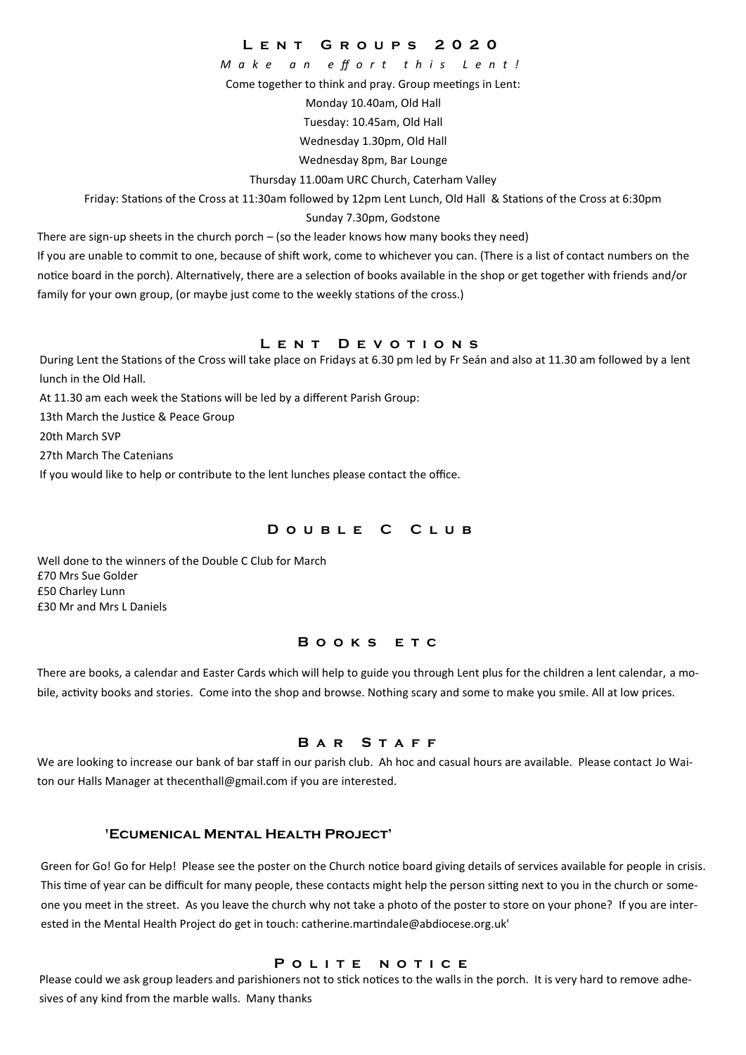## Lent Groups 2020

*Make an effort this Lent!*

Come together to think and pray. Group meetings in Lent:

Monday 10.40am, Old Hall

Tuesday: 10.45am, Old Hall

Wednesday 1.30pm, Old Hall

Wednesday 8pm, Bar Lounge

Thursday 11.00am URC Church, Caterham Valley

Friday: Stations of the Cross at 11:30am followed by 12pm Lent Lunch, Old Hall & Stations of the Cross at 6:30pm

Sunday 7.30pm, Godstone

There are sign-up sheets in the church porch – (so the leader knows how many books they need)

If you are unable to commit to one, because of shift work, come to whichever you can. (There is a list of contact numbers on the notice board in the porch). Alternatively, there are a selection of books available in the shop or get together with friends and/or family for your own group, (or maybe just come to the weekly stations of the cross.)

## Lent Devotions

During Lent the Stations of the Cross will take place on Fridays at 6.30 pm led by Fr Seán and also at 11.30 am followed by a lent lunch in the Old Hall.

At 11.30 am each week the Stations will be led by a different Parish Group:

13th March the Justice & Peace Group

20th March SVP

27th March The Catenians

If you would like to help or contribute to the lent lunches please contact the office.

## Double C Club

Well done to the winners of the Double C Club for March
£70 Mrs Sue Golder
£50 Charley Lunn
£30 Mr and Mrs L Daniels

## Books etc

There are books, a calendar and Easter Cards which will help to guide you through Lent plus for the children a lent calendar, a mobile, activity books and stories. Come into the shop and browse. Nothing scary and some to make you smile. All at low prices.

## Bar Staff

We are looking to increase our bank of bar staff in our parish club. Ah hoc and casual hours are available. Please contact Jo Waiton our Halls Manager at thecenthall@gmail.com if you are interested.

## 'Ecumenical Mental Health Project'

Green for Go! Go for Help! Please see the poster on the Church notice board giving details of services available for people in crisis. This time of year can be difficult for many people, these contacts might help the person sitting next to you in the church or someone you meet in the street. As you leave the church why not take a photo of the poster to store on your phone? If you are interested in the Mental Health Project do get in touch: catherine.martindale@abdiocese.org.uk'

## Polite notice

Please could we ask group leaders and parishioners not to stick notices to the walls in the porch. It is very hard to remove adhesives of any kind from the marble walls. Many thanks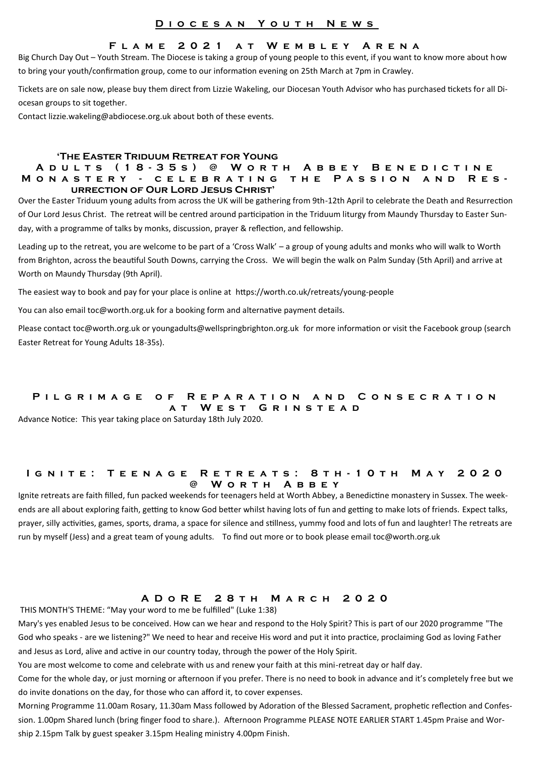# Diocesan Youth News

## Flame 2021 at Wembley Arena

Big Church Day Out – Youth Stream. The Diocese is taking a group of young people to this event, if you want to know more about how to bring your youth/confirmation group, come to our information evening on 25th March at 7pm in Crawley.

Tickets are on sale now, please buy them direct from Lizzie Wakeling, our Diocesan Youth Advisor who has purchased tickets for all Diocesan groups to sit together.

Contact lizzie.wakeling@abdiocese.org.uk about both of these events.

## 'The Easter Triduum Retreat for Young Adults (18-35s) @ Worth Abbey Benedictine Monastery - celebrating the Passion and Resurrection of Our Lord Jesus Christ'

Over the Easter Triduum young adults from across the UK will be gathering from 9th-12th April to celebrate the Death and Resurrection of Our Lord Jesus Christ. The retreat will be centred around participation in the Triduum liturgy from Maundy Thursday to Easter Sunday, with a programme of talks by monks, discussion, prayer & reflection, and fellowship.

Leading up to the retreat, you are welcome to be part of a 'Cross Walk' – a group of young adults and monks who will walk to Worth from Brighton, across the beautiful South Downs, carrying the Cross. We will begin the walk on Palm Sunday (5th April) and arrive at Worth on Maundy Thursday (9th April).

The easiest way to book and pay for your place is online at https://worth.co.uk/retreats/young-people

You can also email toc@worth.org.uk for a booking form and alternative payment details.

Please contact toc@worth.org.uk or youngadults@wellspringbrighton.org.uk for more information or visit the Facebook group (search Easter Retreat for Young Adults 18-35s).

## Pilgrimage of Reparation and Consecration at West Grinstead

Advance Notice: This year taking place on Saturday 18th July 2020.

## Ignite: Teenage Retreats: 8th-10th May 2020 @ Worth Abbey

Ignite retreats are faith filled, fun packed weekends for teenagers held at Worth Abbey, a Benedictine monastery in Sussex. The weekends are all about exploring faith, getting to know God better whilst having lots of fun and getting to make lots of friends. Expect talks, prayer, silly activities, games, sports, drama, a space for silence and stillness, yummy food and lots of fun and laughter! The retreats are run by myself (Jess) and a great team of young adults. To find out more or to book please email toc@worth.org.uk

## ADoRE 28th March 2020

THIS MONTH'S THEME: "May your word to me be fulfilled" (Luke 1:38)

Mary's yes enabled Jesus to be conceived. How can we hear and respond to the Holy Spirit? This is part of our 2020 programme "The God who speaks - are we listening?" We need to hear and receive His word and put it into practice, proclaiming God as loving Father and Jesus as Lord, alive and active in our country today, through the power of the Holy Spirit.

You are most welcome to come and celebrate with us and renew your faith at this mini-retreat day or half day.

Come for the whole day, or just morning or afternoon if you prefer. There is no need to book in advance and it's completely free but we do invite donations on the day, for those who can afford it, to cover expenses.

Morning Programme 11.00am Rosary, 11.30am Mass followed by Adoration of the Blessed Sacrament, prophetic reflection and Confession. 1.00pm Shared lunch (bring finger food to share.). Afternoon Programme PLEASE NOTE EARLIER START 1.45pm Praise and Worship 2.15pm Talk by guest speaker 3.15pm Healing ministry 4.00pm Finish.